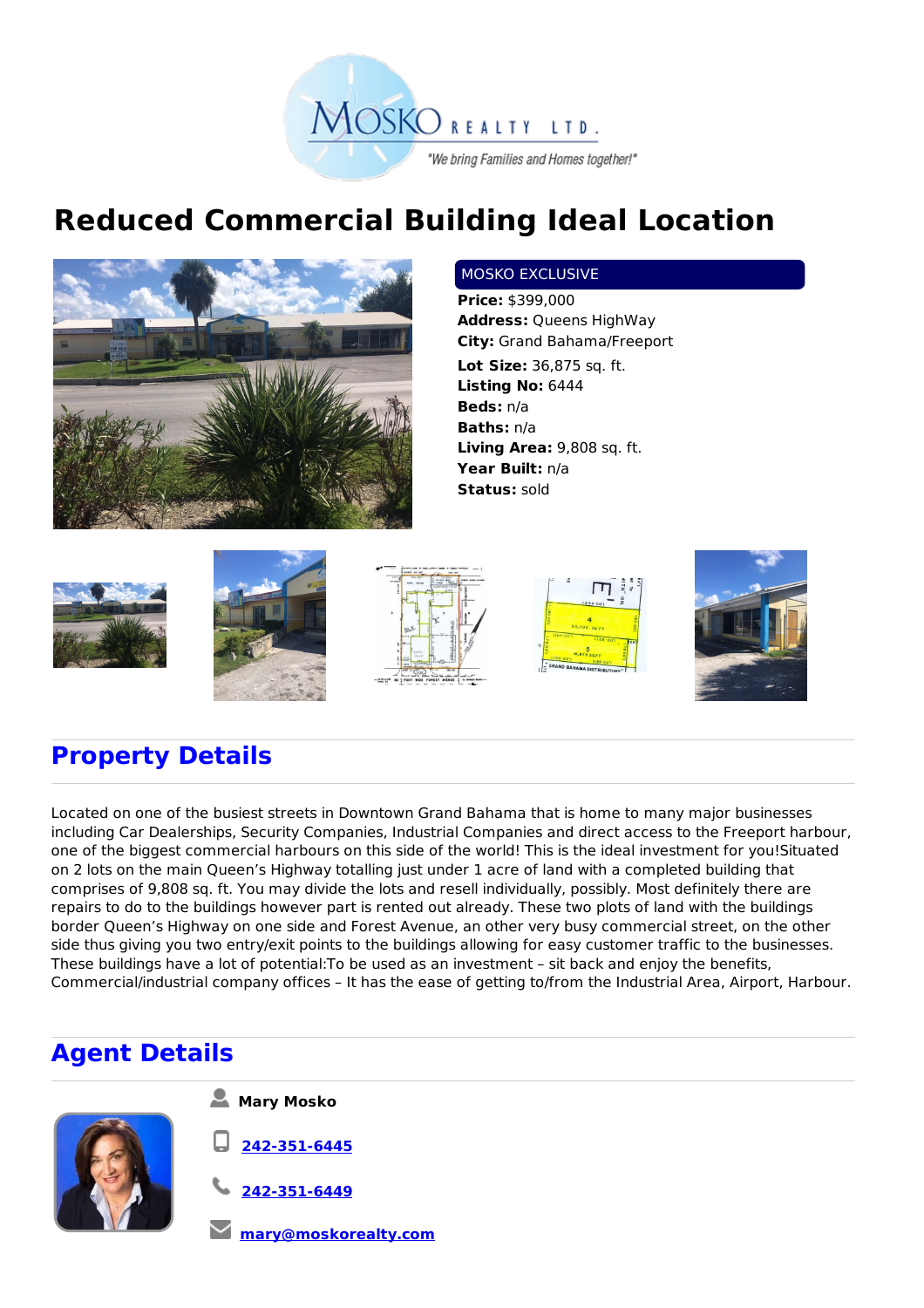MOSKO REALTY LTD.

"We bring Families and Homes together!"

# Reduced Commercial Building Ideal Location

MOSKO EXCLUSIVE

**Price:** $399,000
**Address:** Queens HighWay
**City:** Grand Bahama/Freeport
**Lot Size:** 36,875 sq. ft.
**Listing No:** 6444
**Beds:** n/a
**Baths:** n/a
**Living Area:** 9,808 sq. ft.
**Year Built:** n/a
**Status:** sold

## Property Details

Located on one of the busiest streets in Downtown Grand Bahama that is home to many major businesses including Car Dealerships, Security Companies, Industrial Companies and direct access to the Freeport harbour, one of the biggest commercial harbours on this side of the world! This is the ideal investment for you!Situated on 2 lots on the main Queen's Highway totalling just under 1 acre of land with a completed building that comprises of 9,808 sq. ft. You may divide the lots and resell individually, possibly. Most definitely there are repairs to do to the buildings however part is rented out already. These two plots of land with the buildings border Queen's Highway on one side and Forest Avenue, an other very busy commercial street, on the other side thus giving you two entry/exit points to the buildings allowing for easy customer traffic to the businesses. These buildings have a lot of potential:To be used as an investment – sit back and enjoy the benefits, Commercial/industrial company offices – It has the ease of getting to/from the Industrial Area, Airport, Harbour.

## Agent Details

**Mary Mosko**

242-351-6445

242-351-6449

mary@moskorealty.com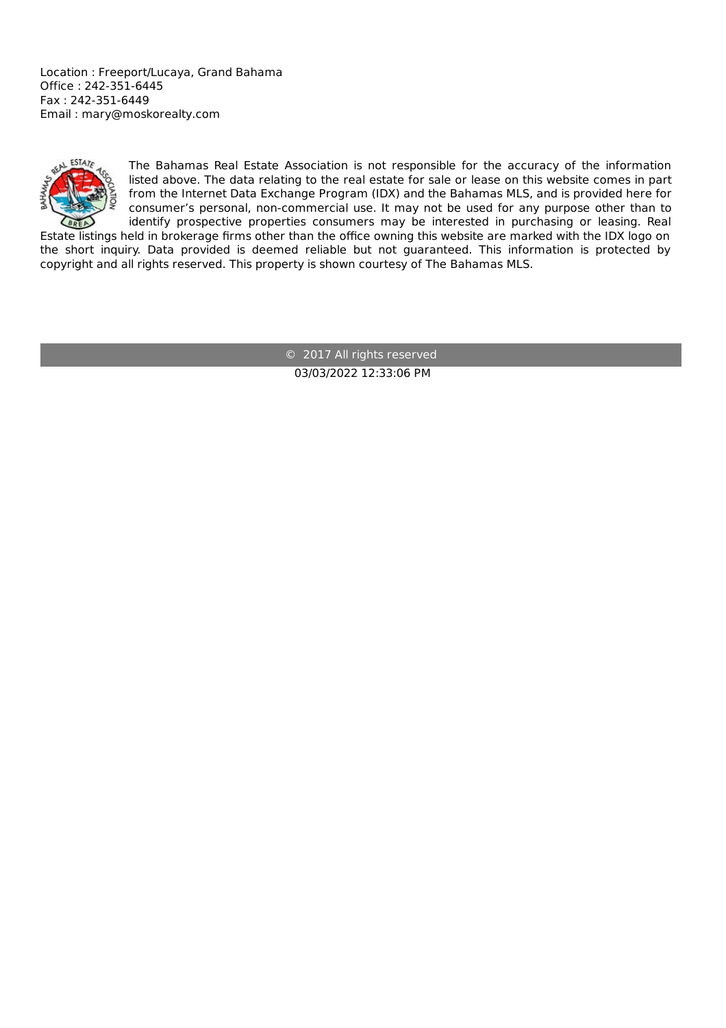Location : Freeport/Lucaya, Grand Bahama
Office : 242-351-6445
Fax : 242-351-6449
Email : mary@moskorealty.com

The Bahamas Real Estate Association is not responsible for the accuracy of the information listed above. The data relating to the real estate for sale or lease on this website comes in part from the Internet Data Exchange Program (IDX) and the Bahamas MLS, and is provided here for consumer's personal, non-commercial use. It may not be used for any purpose other than to identify prospective properties consumers may be interested in purchasing or leasing. Real Estate listings held in brokerage firms other than the office owning this website are marked with the IDX logo on the short inquiry. Data provided is deemed reliable but not guaranteed. This information is protected by copyright and all rights reserved. This property is shown courtesy of The Bahamas MLS.

© 2017 All rights reserved

03/03/2022 12:33:06 PM